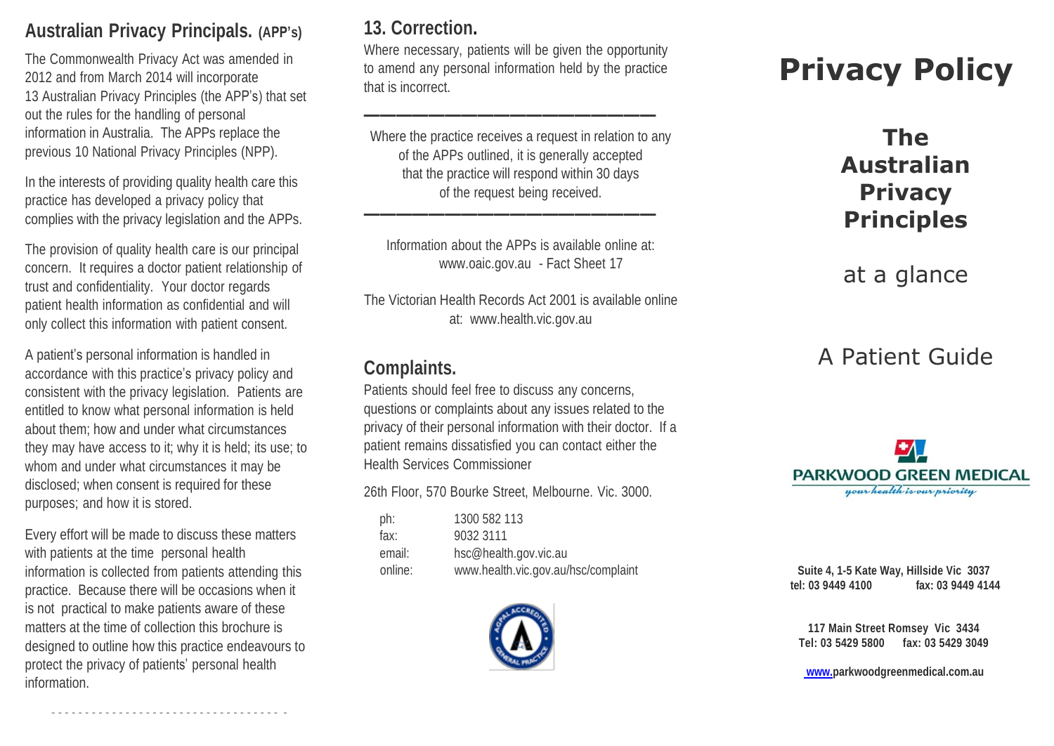## Australian Privacy Principals. (APP's)

The Commonwealth Privacy Act was amended in 2012 and from March 2014 will incorporate 13 Australian Privacy Principles (the APP's) that set out the rules for the handling of personal information in Australia. The APPs replace the previous 10 National Privacy Principles (NPP).

In the interests of providing quality health care this practice has developed a privacy policy that complies with the privacy legislation and the APPs.

The provision of quality health care is our principal concern. It requires a doctor patient relationship of trust and confidentiality. Your doctor regards patient health information as confidential and will only collect this information with patient consent.

A patient's personal information is handled in accordance with this practice's privacy policy and consistent with the privacy legislation. Patients are entitled to know what personal information is held about them; how and under what circumstances they may have access to it; why it is held; its use; to whom and under what circumstances it may be disclosed; when consent is required for these purposes; and how it is stored.

Every effort will be made to discuss these matters with patients at the time personal health information is collected from patients attending this practice. Because there will be occasions when it is not practical to make patients aware of these matters at the time of collection this brochure is designed to outline how this practice endeavours to protect the privacy of patients' personal health information.

## 13. Correction.

Where necessary, patients will be given the opportunity to amend any personal information held by the practice that is incorrect.

---

Where the practice receives a request in relation to any of the APPs outlined, it is generally accepted that the practice will respond within 30 days of the request being received.

---

Information about the APPs is available online at: www.oaic.gov.au - Fact Sheet 17

The Victorian Health Records Act 2001 is available online at: www.health.vic.gov.au

## Complaints.

Patients should feel free to discuss any concerns, questions or complaints about any issues related to the privacy of their personal information with their doctor. If a patient remains dissatisfied you can contact either the Health Services Commissioner

26th Floor, 570 Bourke Street, Melbourne. Vic. 3000.

| | |
|---|---|
| ph: | 1300 582 113 |
| fax: | 9032 3111 |
| email: | hsc@health.gov.vic.au |
| online: | www.health.vic.gov.au/hsc/complaint |

# Privacy Policy

## The Australian Privacy Principles

at a glance

A Patient Guide

PARKWOOD GREEN MEDICAL

*your health is our priority*

**Suite 4, 1-5 Kate Way, Hillside Vic 3037**
**tel: 03 9449 4100 fax: 03 9449 4144**

**117 Main Street Romsey Vic 3434**
**Tel: 03 5429 5800 fax: 03 5429 3049**

**www.parkwoodgreenmedical.com.au**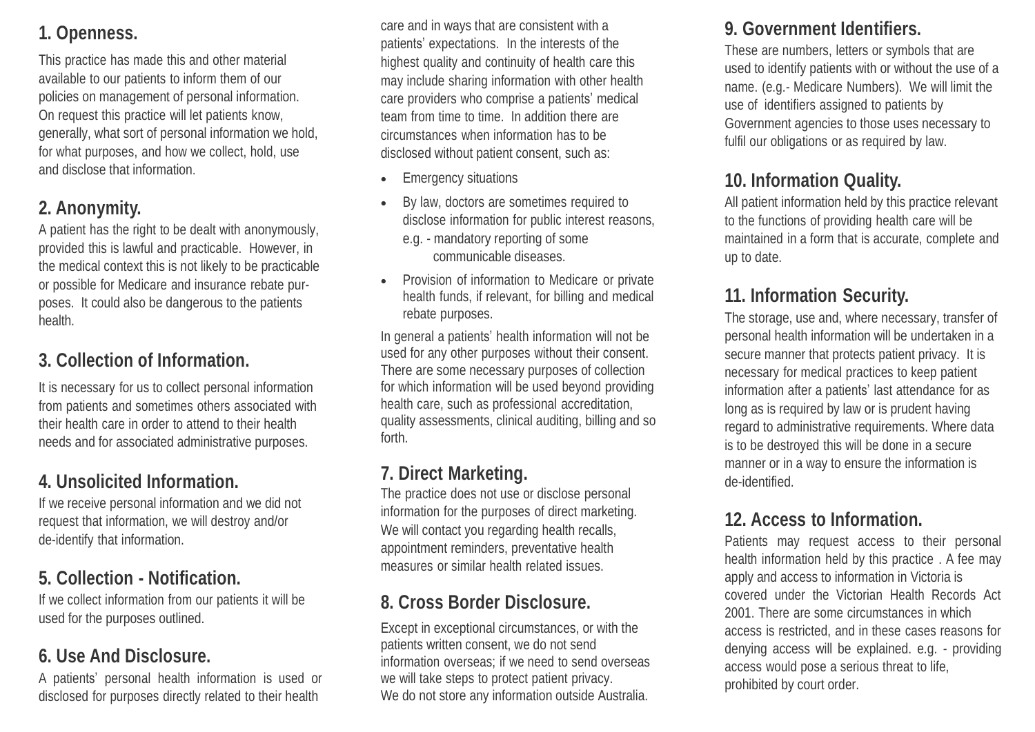## 1. Openness.

This practice has made this and other material available to our patients to inform them of our policies on management of personal information. On request this practice will let patients know, generally, what sort of personal information we hold, for what purposes, and how we collect, hold, use and disclose that information.

## 2. Anonymity.

A patient has the right to be dealt with anonymously, provided this is lawful and practicable. However, in the medical context this is not likely to be practicable or possible for Medicare and insurance rebate purposes. It could also be dangerous to the patients health.

## 3. Collection of Information.

It is necessary for us to collect personal information from patients and sometimes others associated with their health care in order to attend to their health needs and for associated administrative purposes.

## 4. Unsolicited Information.

If we receive personal information and we did not request that information, we will destroy and/or de-identify that information.

## 5. Collection - Notification.

If we collect information from our patients it will be used for the purposes outlined.

## 6. Use And Disclosure.

A patients' personal health information is used or disclosed for purposes directly related to their health care and in ways that are consistent with a patients' expectations. In the interests of the highest quality and continuity of health care this may include sharing information with other health care providers who comprise a patients' medical team from time to time. In addition there are circumstances when information has to be disclosed without patient consent, such as:

- Emergency situations
- By law, doctors are sometimes required to disclose information for public interest reasons, e.g. - mandatory reporting of some communicable diseases.
- Provision of information to Medicare or private health funds, if relevant, for billing and medical rebate purposes.

In general a patients' health information will not be used for any other purposes without their consent. There are some necessary purposes of collection for which information will be used beyond providing health care, such as professional accreditation, quality assessments, clinical auditing, billing and so forth.

## 7. Direct Marketing.

The practice does not use or disclose personal information for the purposes of direct marketing. We will contact you regarding health recalls, appointment reminders, preventative health measures or similar health related issues.

## 8. Cross Border Disclosure.

Except in exceptional circumstances, or with the patients written consent, we do not send information overseas; if we need to send overseas we will take steps to protect patient privacy. We do not store any information outside Australia.

## 9. Government Identifiers.

These are numbers, letters or symbols that are used to identify patients with or without the use of a name. (e.g.- Medicare Numbers). We will limit the use of identifiers assigned to patients by Government agencies to those uses necessary to fulfil our obligations or as required by law.

## 10. Information Quality.

All patient information held by this practice relevant to the functions of providing health care will be maintained in a form that is accurate, complete and up to date.

## 11. Information Security.

The storage, use and, where necessary, transfer of personal health information will be undertaken in a secure manner that protects patient privacy. It is necessary for medical practices to keep patient information after a patients' last attendance for as long as is required by law or is prudent having regard to administrative requirements. Where data is to be destroyed this will be done in a secure manner or in a way to ensure the information is de-identified.

## 12. Access to Information.

Patients may request access to their personal health information held by this practice . A fee may apply and access to information in Victoria is covered under the Victorian Health Records Act 2001. There are some circumstances in which access is restricted, and in these cases reasons for denying access will be explained. e.g. - providing access would pose a serious threat to life, prohibited by court order.